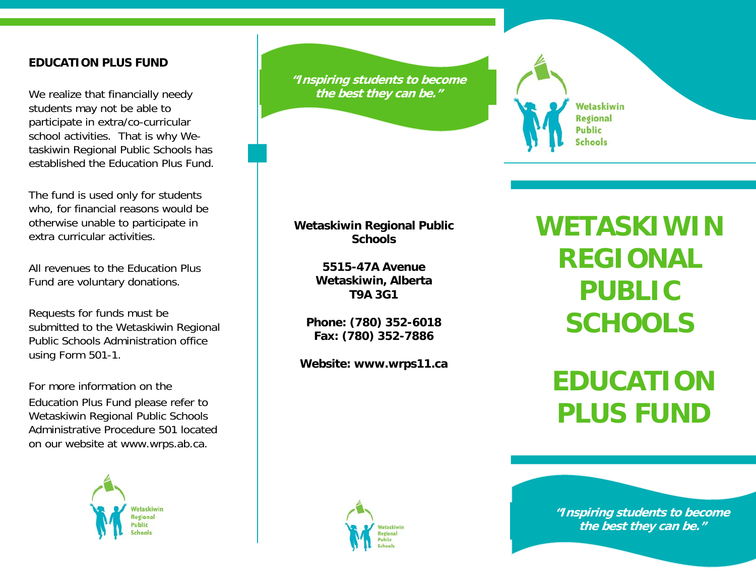## EDUCATION PLUS FUND

We realize that financially needy students may not be able to participate in extra/co-curricular school activities. That is why Wetaskiwin Regional Public Schools has established the Education Plus Fund.

The fund is used only for students who, for financial reasons would be otherwise unable to participate in extra curricular activities.

All revenues to the Education Plus Fund are voluntary donations.

Requests for funds must be submitted to the Wetaskiwin Regional Public Schools Administration office using Form 501-1.

For more information on the Education Plus Fund please refer to Wetaskiwin Regional Public Schools Administrative Procedure 501 located on our website at www.wrps.ab.ca.

Wetaskiwin Regional Public Schools

***"Inspiring students to become the best they can be."***

**Wetaskiwin Regional Public Schools**

**5515-47A Avenue**
**Wetaskiwin, Alberta**
**T9A 3G1**

**Phone: (780) 352-6018**
**Fax: (780) 352-7886**

**Website: www.wrps11.ca**

Wetaskiwin Regional Public Schools

Wetaskiwin Regional Public Schools

# WETASKIWIN REGIONAL PUBLIC SCHOOLS

# EDUCATION PLUS FUND

***"Inspiring students to become the best they can be."***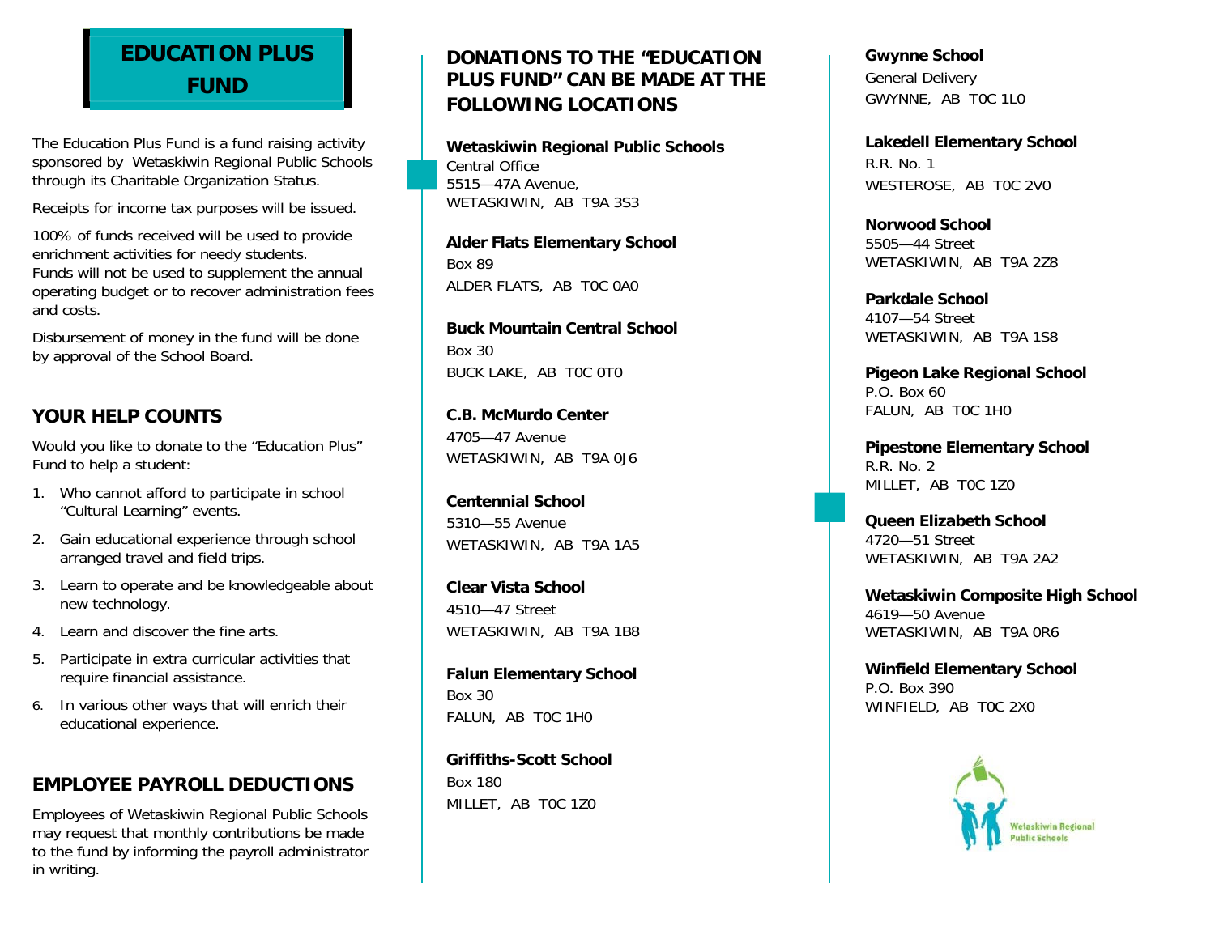# EDUCATION PLUS FUND

The Education Plus Fund is a fund raising activity sponsored by Wetaskiwin Regional Public Schools through its Charitable Organization Status.

Receipts for income tax purposes will be issued.

100% of funds received will be used to provide enrichment activities for needy students. Funds will not be used to supplement the annual operating budget or to recover administration fees and costs.

Disbursement of money in the fund will be done by approval of the School Board.

## YOUR HELP COUNTS

Would you like to donate to the "Education Plus" Fund to help a student:

1. Who cannot afford to participate in school "Cultural Learning" events.
2. Gain educational experience through school arranged travel and field trips.
3. Learn to operate and be knowledgeable about new technology.
4. Learn and discover the fine arts.
5. Participate in extra curricular activities that require financial assistance.
6. In various other ways that will enrich their educational experience.

## EMPLOYEE PAYROLL DEDUCTIONS

Employees of Wetaskiwin Regional Public Schools may request that monthly contributions be made to the fund by informing the payroll administrator in writing.

## DONATIONS TO THE "EDUCATION PLUS FUND" CAN BE MADE AT THE FOLLOWING LOCATIONS

**Wetaskiwin Regional Public Schools**
Central Office
5515—47A Avenue,
WETASKIWIN, AB T9A 3S3

**Alder Flats Elementary School**
Box 89
ALDER FLATS, AB T0C 0A0

**Buck Mountain Central School**
Box 30
BUCK LAKE, AB T0C 0T0

**C.B. McMurdo Center**
4705—47 Avenue
WETASKIWIN, AB T9A 0J6

**Centennial School**
5310—55 Avenue
WETASKIWIN, AB T9A 1A5

**Clear Vista School**
4510—47 Street
WETASKIWIN, AB T9A 1B8

**Falun Elementary School**
Box 30
FALUN, AB T0C 1H0

**Griffiths-Scott School**
Box 180
MILLET, AB T0C 1Z0

**Gwynne School**
General Delivery
GWYNNE, AB T0C 1L0

**Lakedell Elementary School**
R.R. No. 1
WESTEROSE, AB T0C 2V0

**Norwood School**
5505—44 Street
WETASKIWIN, AB T9A 2Z8

**Parkdale School**
4107—54 Street
WETASKIWIN, AB T9A 1S8

**Pigeon Lake Regional School**
P.O. Box 60
FALUN, AB T0C 1H0

**Pipestone Elementary School**
R.R. No. 2
MILLET, AB T0C 1Z0

**Queen Elizabeth School**
4720—51 Street
WETASKIWIN, AB T9A 2A2

**Wetaskiwin Composite High School**
4619—50 Avenue
WETASKIWIN, AB T9A 0R6

**Winfield Elementary School**
P.O. Box 390
WINFIELD, AB T0C 2X0

Wetaskiwin Regional Public Schools